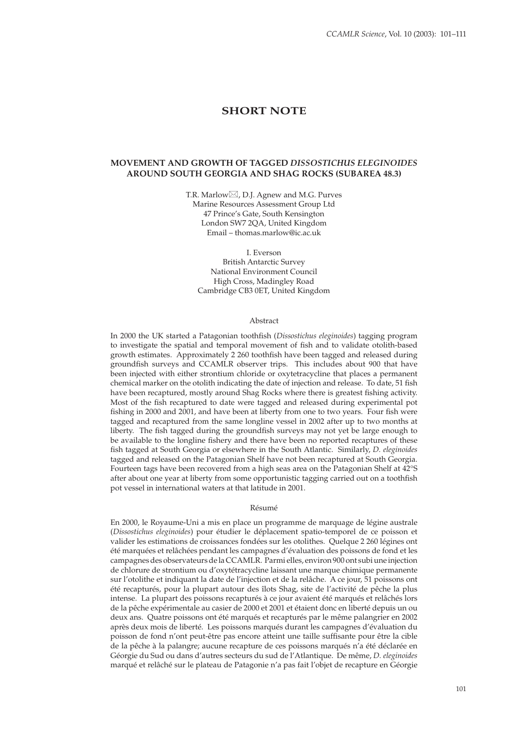# SHORT NOTE

## MOVEMENT AND GROWTH OF TAGGED *DISSOSTICHUS ELEGINOIDES* AROUND SOUTH GEORGIA AND SHAG ROCKS (SUBAREA 48.3)

T.R. Marlow✉, D.J. Agnew and M.G. Purves
Marine Resources Assessment Group Ltd
47 Prince's Gate, South Kensington
London SW7 2QA, United Kingdom
Email – thomas.marlow@ic.ac.uk

I. Everson
British Antarctic Survey
National Environment Council
High Cross, Madingley Road
Cambridge CB3 0ET, United Kingdom

### Abstract

In 2000 the UK started a Patagonian toothfish (*Dissostichus eleginoides*) tagging program to investigate the spatial and temporal movement of fish and to validate otolith-based growth estimates. Approximately 2 260 toothfish have been tagged and released during groundfish surveys and CCAMLR observer trips. This includes about 900 that have been injected with either strontium chloride or oxytetracycline that places a permanent chemical marker on the otolith indicating the date of injection and release. To date, 51 fish have been recaptured, mostly around Shag Rocks where there is greatest fishing activity. Most of the fish recaptured to date were tagged and released during experimental pot fishing in 2000 and 2001, and have been at liberty from one to two years. Four fish were tagged and recaptured from the same longline vessel in 2002 after up to two months at liberty. The fish tagged during the groundfish surveys may not yet be large enough to be available to the longline fishery and there have been no reported recaptures of these fish tagged at South Georgia or elsewhere in the South Atlantic. Similarly, *D. eleginoides* tagged and released on the Patagonian Shelf have not been recaptured at South Georgia. Fourteen tags have been recovered from a high seas area on the Patagonian Shelf at 42°S after about one year at liberty from some opportunistic tagging carried out on a toothfish pot vessel in international waters at that latitude in 2001.

### Résumé

En 2000, le Royaume-Uni a mis en place un programme de marquage de légine australe (*Dissostichus eleginoides*) pour étudier le déplacement spatio-temporel de ce poisson et valider les estimations de croissances fondées sur les otolithes. Quelque 2 260 légines ont été marquées et relâchées pendant les campagnes d'évaluation des poissons de fond et les campagnes des observateurs de la CCAMLR. Parmi elles, environ 900 ont subi une injection de chlorure de strontium ou d'oxytétracycline laissant une marque chimique permanente sur l'otolithe et indiquant la date de l'injection et de la relâche. A ce jour, 51 poissons ont été recapturés, pour la plupart autour des îlots Shag, site de l'activité de pêche la plus intense. La plupart des poissons recapturés à ce jour avaient été marqués et relâchés lors de la pêche expérimentale au casier de 2000 et 2001 et étaient donc en liberté depuis un ou deux ans. Quatre poissons ont été marqués et recapturés par le même palangrier en 2002 après deux mois de liberté. Les poissons marqués durant les campagnes d'évaluation du poisson de fond n'ont peut-être pas encore atteint une taille suffisante pour être la cible de la pêche à la palangre; aucune recapture de ces poissons marqués n'a été déclarée en Géorgie du Sud ou dans d'autres secteurs du sud de l'Atlantique. De même, *D. eleginoides* marqué et relâché sur le plateau de Patagonie n'a pas fait l'objet de recapture en Géorgie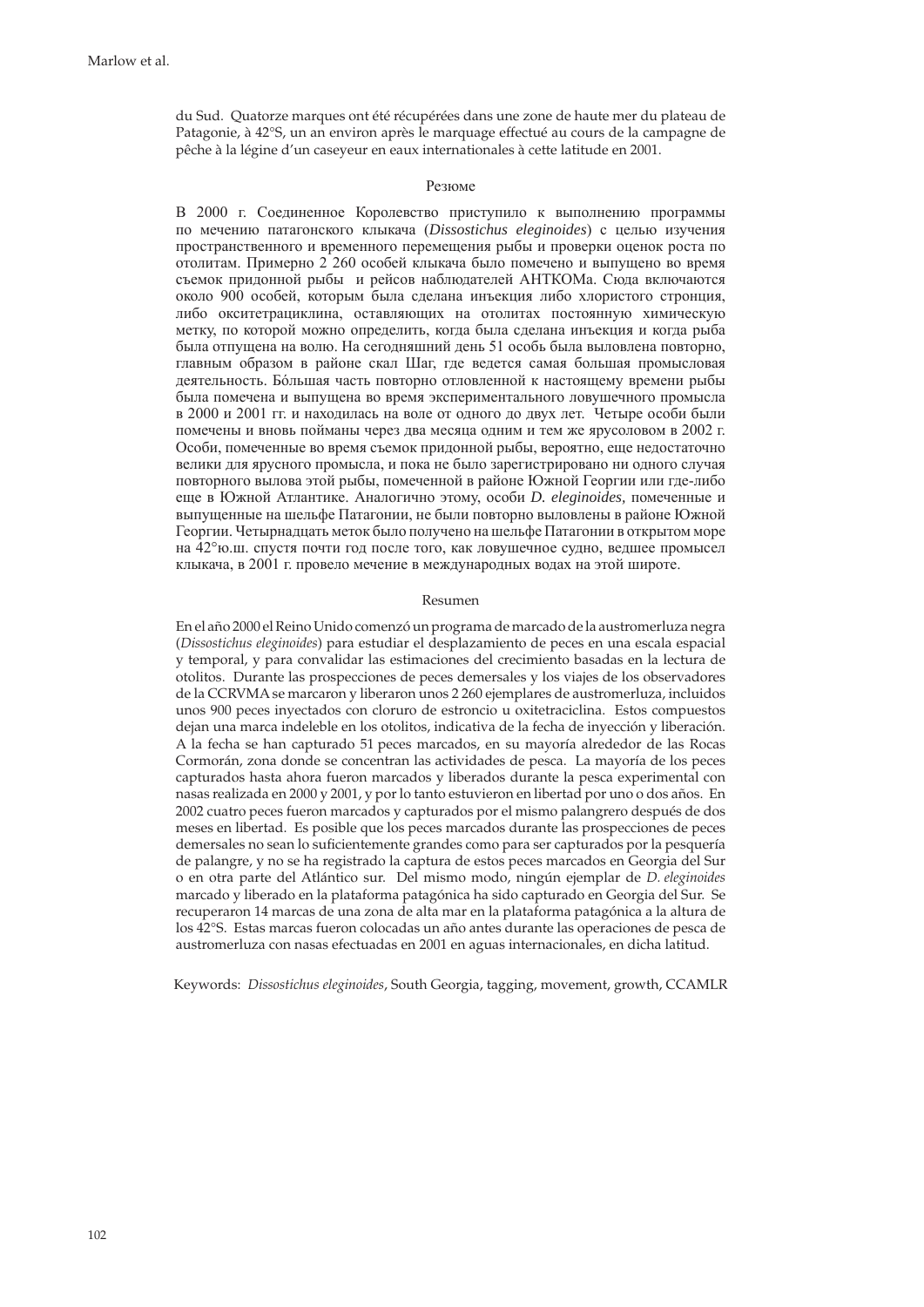du Sud. Quatorze marques ont été récupérées dans une zone de haute mer du plateau de Patagonie, à 42°S, un an environ après le marquage effectué au cours de la campagne de pêche à la légine d'un caseyeur en eaux internationales à cette latitude en 2001.

### Резюме

В 2000 г. Соединенное Королевство приступило к выполнению программы по мечению патагонского клыкача (*Dissostichus eleginoides*) с целью изучения пространственного и временного перемещения рыбы и проверки оценок роста по отолитам. Примерно 2 260 особей клыкача было помечено и выпущено во время съемок придонной рыбы и рейсов наблюдателей АНТКОМа. Сюда включаются около 900 особей, которым была сделана инъекция либо хлористого стронция, либо окситетрациклина, оставляющих на отолитах постоянную химическую метку, по которой можно определить, когда была сделана инъекция и когда рыба была отпущена на волю. На сегодняшний день 51 особь была выловлена повторно, главным образом в районе скал Шаг, где ведется самая большая промысловая деятельность. Бóльшая часть повторно отловленной к настоящему времени рыбы была помечена и выпущена во время экспериментального ловушечного промысла в 2000 и 2001 гг. и находилась на воле от одного до двух лет. Четыре особи были помечены и вновь пойманы через два месяца одним и тем же ярусоловом в 2002 г. Особи, помеченные во время съемок придонной рыбы, вероятно, еще недостаточно велики для ярусного промысла, и пока не было зарегистрировано ни одного случая повторного вылова этой рыбы, помеченной в районе Южной Георгии или где-либо еще в Южной Атлантике. Аналогично этому, особи *D. eleginoides*, помеченные и выпущенные на шельфе Патагонии, не были повторно выловлены в районе Южной Георгии. Четырнадцать меток было получено на шельфе Патагонии в открытом море на 42°ю.ш. спустя почти год после того, как ловушечное судно, ведшее промысел клыкача, в 2001 г. провело мечение в международных водах на этой широте.

### Resumen

En el año 2000 el Reino Unido comenzó un programa de marcado de la austromerluza negra (*Dissostichus eleginoides*) para estudiar el desplazamiento de peces en una escala espacial y temporal, y para convalidar las estimaciones del crecimiento basadas en la lectura de otolitos. Durante las prospecciones de peces demersales y los viajes de los observadores de la CCRVMA se marcaron y liberaron unos 2 260 ejemplares de austromerluza, incluidos unos 900 peces inyectados con cloruro de estroncio u oxitetraciclina. Estos compuestos dejan una marca indeleble en los otolitos, indicativa de la fecha de inyección y liberación. A la fecha se han capturado 51 peces marcados, en su mayoría alrededor de las Rocas Cormorán, zona donde se concentran las actividades de pesca. La mayoría de los peces capturados hasta ahora fueron marcados y liberados durante la pesca experimental con nasas realizada en 2000 y 2001, y por lo tanto estuvieron en libertad por uno o dos años. En 2002 cuatro peces fueron marcados y capturados por el mismo palangrero después de dos meses en libertad. Es posible que los peces marcados durante las prospecciones de peces demersales no sean lo suficientemente grandes como para ser capturados por la pesquería de palangre, y no se ha registrado la captura de estos peces marcados en Georgia del Sur o en otra parte del Atlántico sur. Del mismo modo, ningún ejemplar de *D. eleginoides* marcado y liberado en la plataforma patagónica ha sido capturado en Georgia del Sur. Se recuperaron 14 marcas de una zona de alta mar en la plataforma patagónica a la altura de los 42°S. Estas marcas fueron colocadas un año antes durante las operaciones de pesca de austromerluza con nasas efectuadas en 2001 en aguas internacionales, en dicha latitud.

Keywords: *Dissostichus eleginoides*, South Georgia, tagging, movement, growth, CCAMLR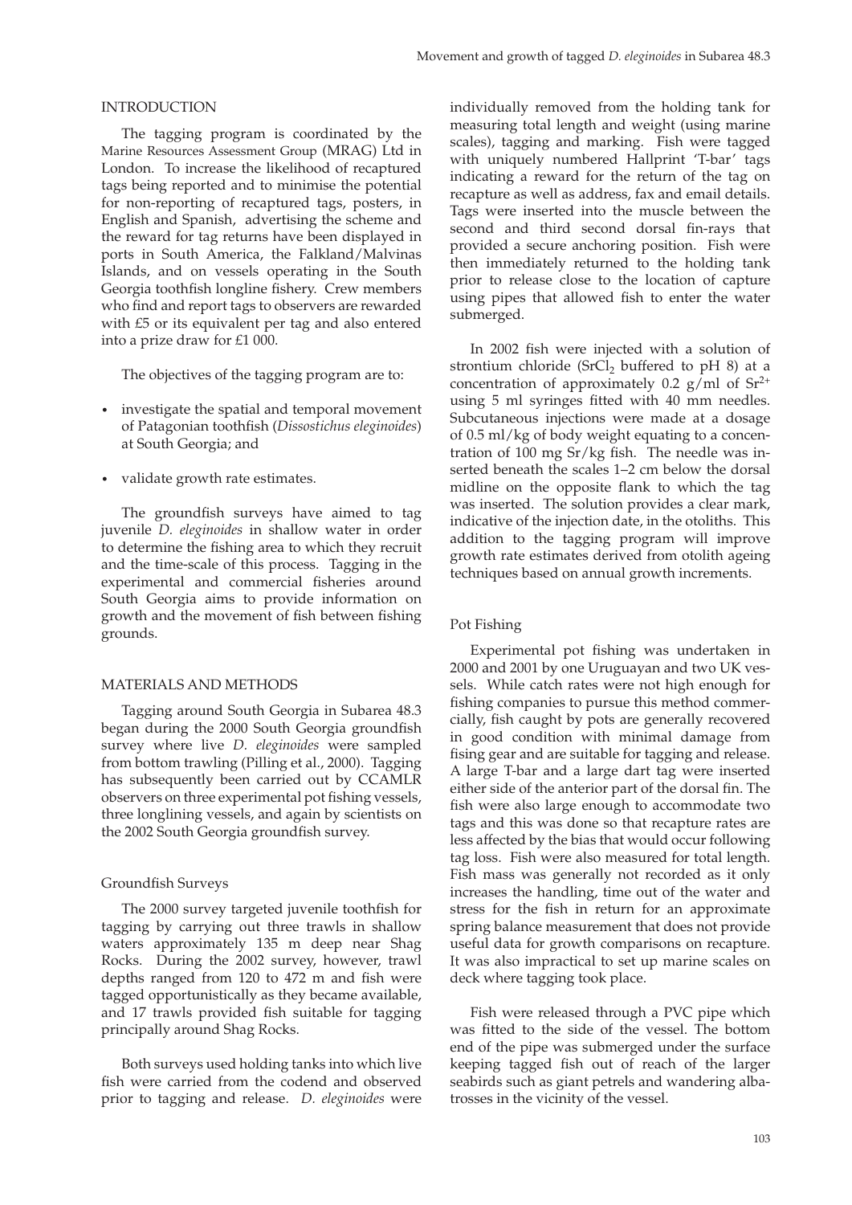## INTRODUCTION

The tagging program is coordinated by the Marine Resources Assessment Group (MRAG) Ltd in London. To increase the likelihood of recaptured tags being reported and to minimise the potential for non-reporting of recaptured tags, posters, in English and Spanish, advertising the scheme and the reward for tag returns have been displayed in ports in South America, the Falkland/Malvinas Islands, and on vessels operating in the South Georgia toothfish longline fishery. Crew members who find and report tags to observers are rewarded with £5 or its equivalent per tag and also entered into a prize draw for £1 000.

The objectives of the tagging program are to:

- investigate the spatial and temporal movement of Patagonian toothfish (*Dissostichus eleginoides*) at South Georgia; and
- validate growth rate estimates.

The groundfish surveys have aimed to tag juvenile *D. eleginoides* in shallow water in order to determine the fishing area to which they recruit and the time-scale of this process. Tagging in the experimental and commercial fisheries around South Georgia aims to provide information on growth and the movement of fish between fishing grounds.

## MATERIALS AND METHODS

Tagging around South Georgia in Subarea 48.3 began during the 2000 South Georgia groundfish survey where live *D. eleginoides* were sampled from bottom trawling (Pilling et al., 2000). Tagging has subsequently been carried out by CCAMLR observers on three experimental pot fishing vessels, three longlining vessels, and again by scientists on the 2002 South Georgia groundfish survey.

### Groundfish Surveys

The 2000 survey targeted juvenile toothfish for tagging by carrying out three trawls in shallow waters approximately 135 m deep near Shag Rocks. During the 2002 survey, however, trawl depths ranged from 120 to 472 m and fish were tagged opportunistically as they became available, and 17 trawls provided fish suitable for tagging principally around Shag Rocks.

Both surveys used holding tanks into which live fish were carried from the codend and observed prior to tagging and release. *D. eleginoides* were individually removed from the holding tank for measuring total length and weight (using marine scales), tagging and marking. Fish were tagged with uniquely numbered Hallprint 'T-bar' tags indicating a reward for the return of the tag on recapture as well as address, fax and email details. Tags were inserted into the muscle between the second and third second dorsal fin-rays that provided a secure anchoring position. Fish were then immediately returned to the holding tank prior to release close to the location of capture using pipes that allowed fish to enter the water submerged.

In 2002 fish were injected with a solution of strontium chloride ($SrCl_2$ buffered to pH 8) at a concentration of approximately 0.2 g/ml of $Sr^{2+}$ using 5 ml syringes fitted with 40 mm needles. Subcutaneous injections were made at a dosage of 0.5 ml/kg of body weight equating to a concentration of 100 mg Sr/kg fish. The needle was inserted beneath the scales 1–2 cm below the dorsal midline on the opposite flank to which the tag was inserted. The solution provides a clear mark, indicative of the injection date, in the otoliths. This addition to the tagging program will improve growth rate estimates derived from otolith ageing techniques based on annual growth increments.

### Pot Fishing

Experimental pot fishing was undertaken in 2000 and 2001 by one Uruguayan and two UK vessels. While catch rates were not high enough for fishing companies to pursue this method commercially, fish caught by pots are generally recovered in good condition with minimal damage from fising gear and are suitable for tagging and release. A large T-bar and a large dart tag were inserted either side of the anterior part of the dorsal fin. The fish were also large enough to accommodate two tags and this was done so that recapture rates are less affected by the bias that would occur following tag loss. Fish were also measured for total length. Fish mass was generally not recorded as it only increases the handling, time out of the water and stress for the fish in return for an approximate spring balance measurement that does not provide useful data for growth comparisons on recapture. It was also impractical to set up marine scales on deck where tagging took place.

Fish were released through a PVC pipe which was fitted to the side of the vessel. The bottom end of the pipe was submerged under the surface keeping tagged fish out of reach of the larger seabirds such as giant petrels and wandering albatrosses in the vicinity of the vessel.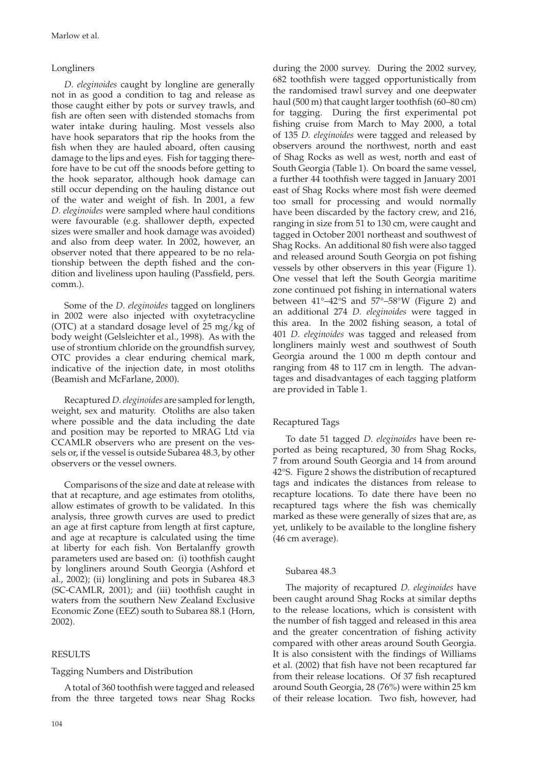### Longliners

*D. eleginoides* caught by longline are generally not in as good a condition to tag and release as those caught either by pots or survey trawls, and fish are often seen with distended stomachs from water intake during hauling. Most vessels also have hook separators that rip the hooks from the fish when they are hauled aboard, often causing damage to the lips and eyes. Fish for tagging therefore have to be cut off the snoods before getting to the hook separator, although hook damage can still occur depending on the hauling distance out of the water and weight of fish. In 2001, a few *D. eleginoides* were sampled where haul conditions were favourable (e.g. shallower depth, expected sizes were smaller and hook damage was avoided) and also from deep water. In 2002, however, an observer noted that there appeared to be no relationship between the depth fished and the condition and liveliness upon hauling (Passfield, pers. comm.).

Some of the *D. eleginoides* tagged on longliners in 2002 were also injected with oxytetracycline (OTC) at a standard dosage level of 25 mg/kg of body weight (Gelsleichter et al., 1998). As with the use of strontium chloride on the groundfish survey, OTC provides a clear enduring chemical mark, indicative of the injection date, in most otoliths (Beamish and McFarlane, 2000).

Recaptured *D. eleginoides* are sampled for length, weight, sex and maturity. Otoliths are also taken where possible and the data including the date and position may be reported to MRAG Ltd via CCAMLR observers who are present on the vessels or, if the vessel is outside Subarea 48.3, by other observers or the vessel owners.

Comparisons of the size and date at release with that at recapture, and age estimates from otoliths, allow estimates of growth to be validated. In this analysis, three growth curves are used to predict an age at first capture from length at first capture, and age at recapture is calculated using the time at liberty for each fish. Von Bertalanffy growth parameters used are based on: (i) toothfish caught by longliners around South Georgia (Ashford et al., 2002); (ii) longlining and pots in Subarea 48.3 (SC-CAMLR, 2001); and (iii) toothfish caught in waters from the southern New Zealand Exclusive Economic Zone (EEZ) south to Subarea 88.1 (Horn, 2002).

## RESULTS

### Tagging Numbers and Distribution

A total of 360 toothfish were tagged and released from the three targeted tows near Shag Rocks during the 2000 survey. During the 2002 survey, 682 toothfish were tagged opportunistically from the randomised trawl survey and one deepwater haul (500 m) that caught larger toothfish (60–80 cm) for tagging. During the first experimental pot fishing cruise from March to May 2000, a total of 135 *D. eleginoides* were tagged and released by observers around the northwest, north and east of Shag Rocks as well as west, north and east of South Georgia (Table 1). On board the same vessel, a further 44 toothfish were tagged in January 2001 east of Shag Rocks where most fish were deemed too small for processing and would normally have been discarded by the factory crew, and 216, ranging in size from 51 to 130 cm, were caught and tagged in October 2001 northeast and southwest of Shag Rocks. An additional 80 fish were also tagged and released around South Georgia on pot fishing vessels by other observers in this year (Figure 1). One vessel that left the South Georgia maritime zone continued pot fishing in international waters between 41°–42°S and 57°–58°W (Figure 2) and an additional 274 *D. eleginoides* were tagged in this area. In the 2002 fishing season, a total of 401 *D. eleginoides* was tagged and released from longliners mainly west and southwest of South Georgia around the 1 000 m depth contour and ranging from 48 to 117 cm in length. The advantages and disadvantages of each tagging platform are provided in Table 1.

### Recaptured Tags

To date 51 tagged *D. eleginoides* have been reported as being recaptured, 30 from Shag Rocks, 7 from around South Georgia and 14 from around 42°S. Figure 2 shows the distribution of recaptured tags and indicates the distances from release to recapture locations. To date there have been no recaptured tags where the fish was chemically marked as these were generally of sizes that are, as yet, unlikely to be available to the longline fishery (46 cm average).

#### Subarea 48.3

The majority of recaptured *D. eleginoides* have been caught around Shag Rocks at similar depths to the release locations, which is consistent with the number of fish tagged and released in this area and the greater concentration of fishing activity compared with other areas around South Georgia. It is also consistent with the findings of Williams et al. (2002) that fish have not been recaptured far from their release locations. Of 37 fish recaptured around South Georgia, 28 (76%) were within 25 km of their release location. Two fish, however, had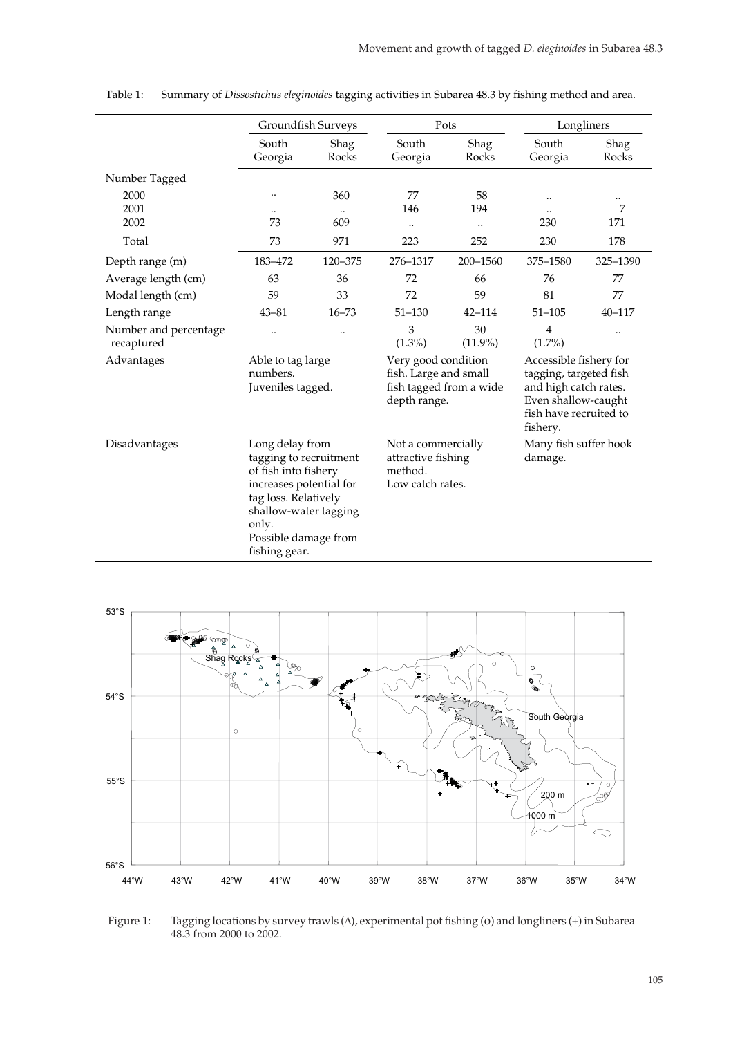Table 1: Summary of *Dissostichus eleginoides* tagging activities in Subarea 48.3 by fishing method and area.

| | Groundfish Surveys | | Pots | | Longliners | |
|---|---|---|---|---|---|---|
| | South Georgia | Shag Rocks | South Georgia | Shag Rocks | South Georgia | Shag Rocks |
| Number Tagged | | | | | | |
| 2000 | .. | 360 | 77 | 58 | .. | .. |
| 2001 | .. | .. | 146 | 194 | .. | 7 |
| 2002 | 73 | 609 | .. | .. | 230 | 171 |
| Total | 73 | 971 | 223 | 252 | 230 | 178 |
| Depth range (m) | 183–472 | 120–375 | 276–1317 | 200–1560 | 375–1580 | 325–1390 |
| Average length (cm) | 63 | 36 | 72 | 66 | 76 | 77 |
| Modal length (cm) | 59 | 33 | 72 | 59 | 81 | 77 |
| Length range | 43–81 | 16–73 | 51–130 | 42–114 | 51–105 | 40–117 |
| Number and percentage recaptured | .. | .. | 3 (1.3%) | 30 (11.9%) | 4 (1.7%) | .. |
| Advantages | Able to tag large numbers. Juveniles tagged. | | Very good condition fish. Large and small fish tagged from a wide depth range. | | Accessible fishery for tagging, targeted fish and high catch rates. Even shallow-caught fish have recruited to fishery. | |
| Disadvantages | Long delay from tagging to recruitment of fish into fishery increases potential for tag loss. Relatively shallow-water tagging only. Possible damage from fishing gear. | | Not a commercially attractive fishing method. Low catch rates. | | Many fish suffer hook damage. | |

Figure 1: Tagging locations by survey trawls (Δ), experimental pot fishing (o) and longliners (+) in Subarea 48.3 from 2000 to 2002.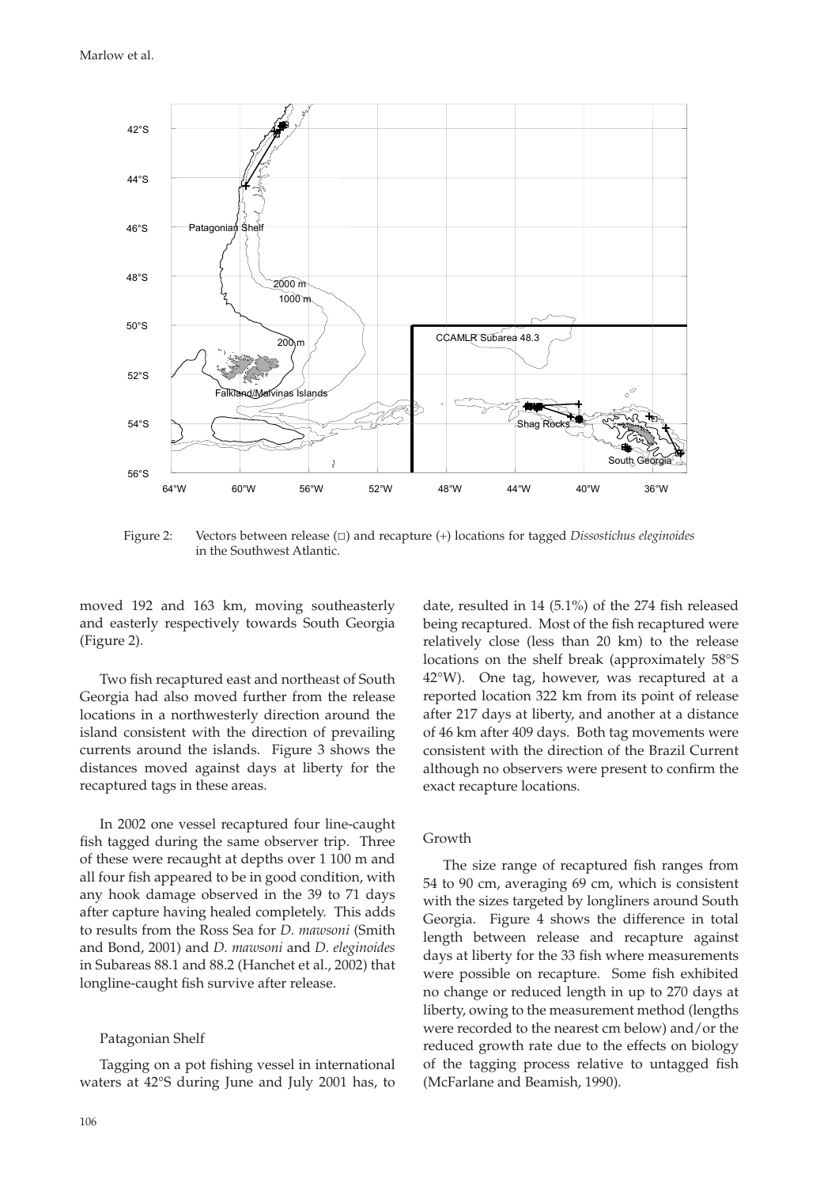Figure 2: Vectors between release (□) and recapture (+) locations for tagged *Dissostichus eleginoides* in the Southwest Atlantic.

moved 192 and 163 km, moving southeasterly and easterly respectively towards South Georgia (Figure 2).

Two fish recaptured east and northeast of South Georgia had also moved further from the release locations in a northwesterly direction around the island consistent with the direction of prevailing currents around the islands. Figure 3 shows the distances moved against days at liberty for the recaptured tags in these areas.

In 2002 one vessel recaptured four line-caught fish tagged during the same observer trip. Three of these were recaught at depths over 1 100 m and all four fish appeared to be in good condition, with any hook damage observed in the 39 to 71 days after capture having healed completely. This adds to results from the Ross Sea for *D. mawsoni* (Smith and Bond, 2001) and *D. mawsoni* and *D. eleginoides* in Subareas 88.1 and 88.2 (Hanchet et al., 2002) that longline-caught fish survive after release.

### Patagonian Shelf

Tagging on a pot fishing vessel in international waters at 42°S during June and July 2001 has, to date, resulted in 14 (5.1%) of the 274 fish released being recaptured. Most of the fish recaptured were relatively close (less than 20 km) to the release locations on the shelf break (approximately 58°S 42°W). One tag, however, was recaptured at a reported location 322 km from its point of release after 217 days at liberty, and another at a distance of 46 km after 409 days. Both tag movements were consistent with the direction of the Brazil Current although no observers were present to confirm the exact recapture locations.

### Growth

The size range of recaptured fish ranges from 54 to 90 cm, averaging 69 cm, which is consistent with the sizes targeted by longliners around South Georgia. Figure 4 shows the difference in total length between release and recapture against days at liberty for the 33 fish where measurements were possible on recapture. Some fish exhibited no change or reduced length in up to 270 days at liberty, owing to the measurement method (lengths were recorded to the nearest cm below) and/or the reduced growth rate due to the effects on biology of the tagging process relative to untagged fish (McFarlane and Beamish, 1990).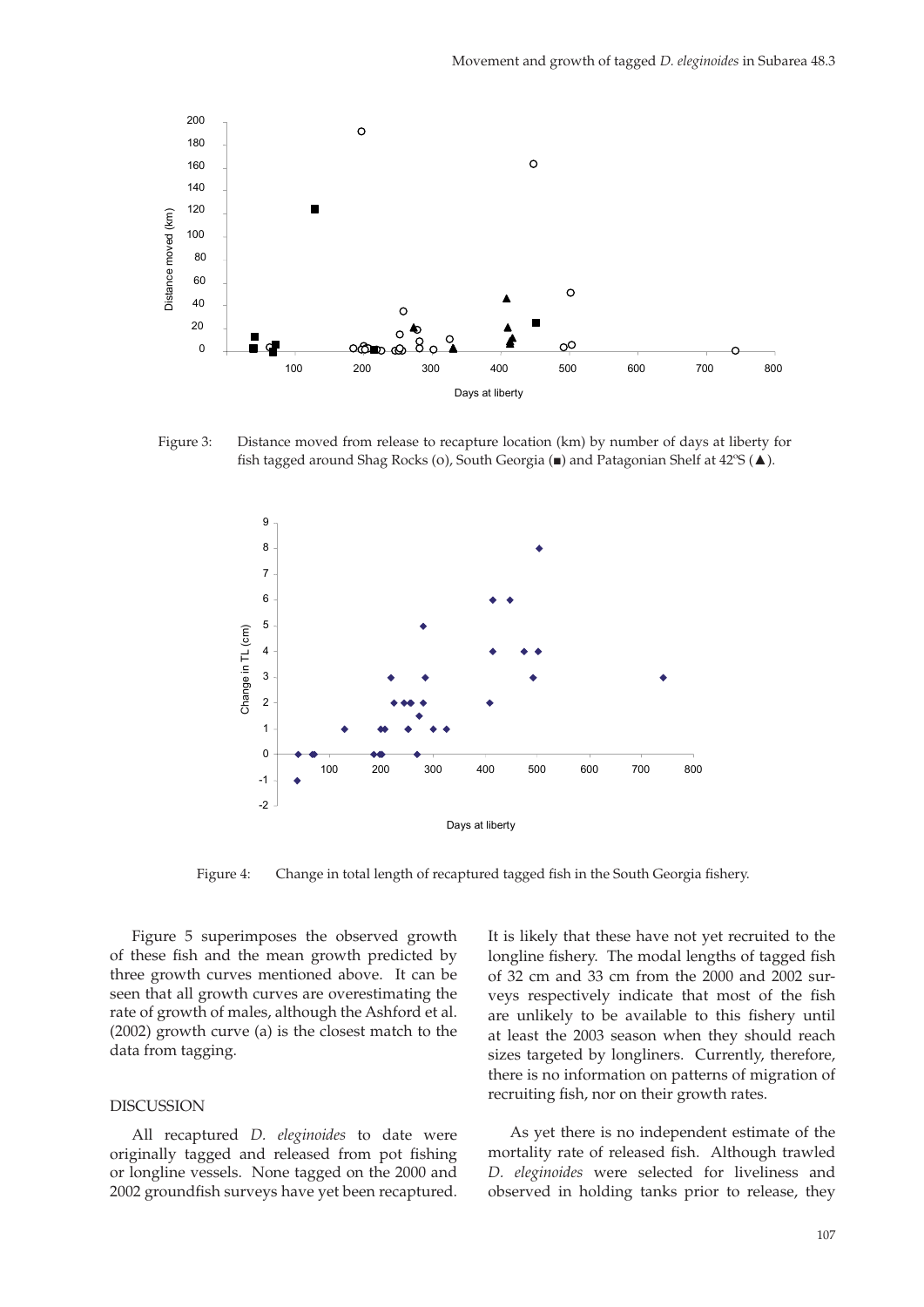Figure 3: Distance moved from release to recapture location (km) by number of days at liberty for fish tagged around Shag Rocks (o), South Georgia (■) and Patagonian Shelf at 42ºS (▲).

Figure 4: Change in total length of recaptured tagged fish in the South Georgia fishery.

Figure 5 superimposes the observed growth of these fish and the mean growth predicted by three growth curves mentioned above. It can be seen that all growth curves are overestimating the rate of growth of males, although the Ashford et al. (2002) growth curve (a) is the closest match to the data from tagging.

## DISCUSSION

All recaptured *D. eleginoides* to date were originally tagged and released from pot fishing or longline vessels. None tagged on the 2000 and 2002 groundfish surveys have yet been recaptured. It is likely that these have not yet recruited to the longline fishery. The modal lengths of tagged fish of 32 cm and 33 cm from the 2000 and 2002 surveys respectively indicate that most of the fish are unlikely to be available to this fishery until at least the 2003 season when they should reach sizes targeted by longliners. Currently, therefore, there is no information on patterns of migration of recruiting fish, nor on their growth rates.

As yet there is no independent estimate of the mortality rate of released fish. Although trawled *D. eleginoides* were selected for liveliness and observed in holding tanks prior to release, they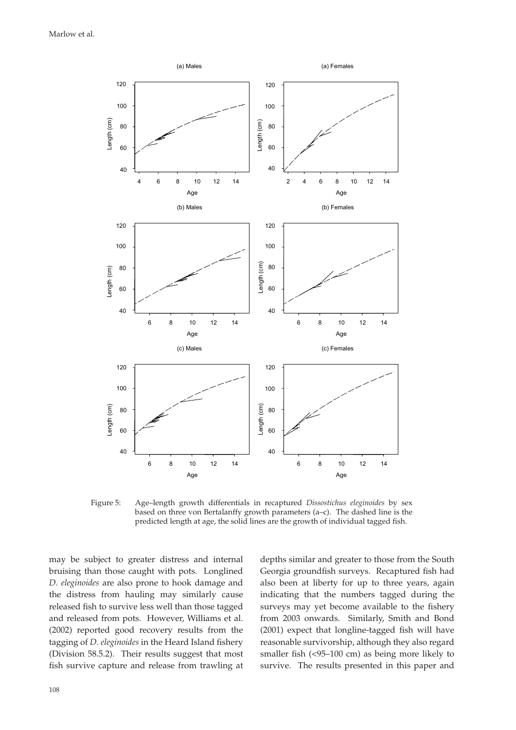Figure 5: Age–length growth differentials in recaptured *Dissostichus eleginoides* by sex based on three von Bertalanffy growth parameters (a–c). The dashed line is the predicted length at age, the solid lines are the growth of individual tagged fish.

may be subject to greater distress and internal bruising than those caught with pots. Longlined *D. eleginoides* are also prone to hook damage and the distress from hauling may similarly cause released fish to survive less well than those tagged and released from pots. However, Williams et al. (2002) reported good recovery results from the tagging of *D. eleginoides* in the Heard Island fishery (Division 58.5.2). Their results suggest that most fish survive capture and release from trawling at depths similar and greater to those from the South Georgia groundfish surveys. Recaptured fish had also been at liberty for up to three years, again indicating that the numbers tagged during the surveys may yet become available to the fishery from 2003 onwards. Similarly, Smith and Bond (2001) expect that longline-tagged fish will have reasonable survivorship, although they also regard smaller fish (<95–100 cm) as being more likely to survive. The results presented in this paper and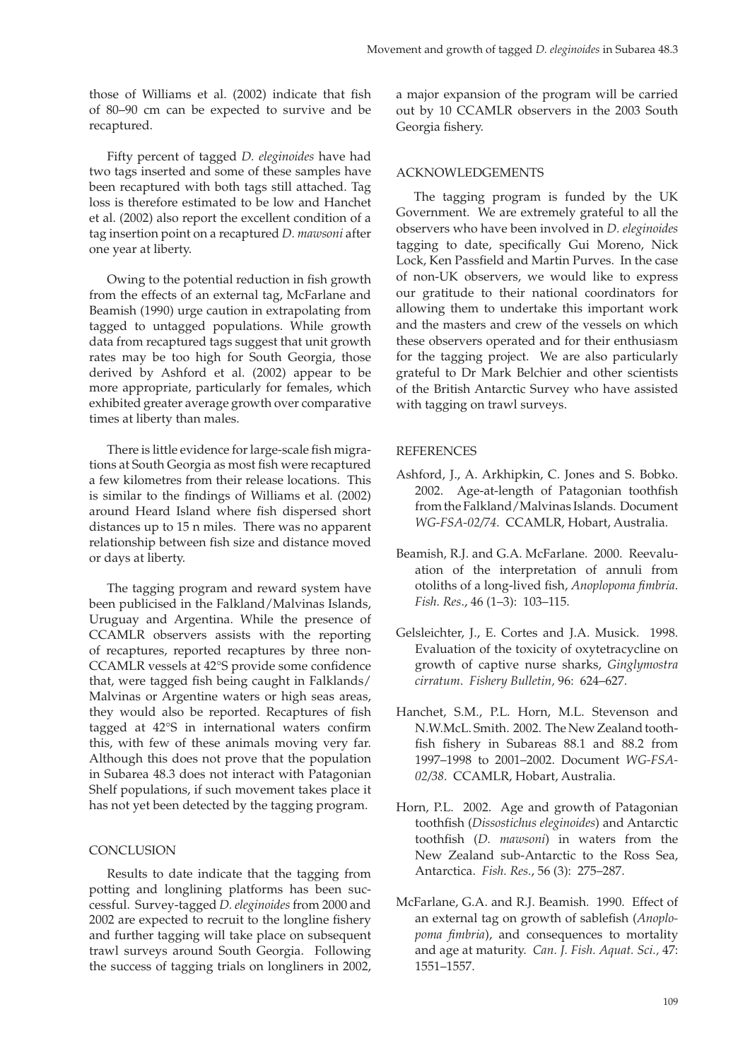those of Williams et al. (2002) indicate that fish of 80–90 cm can be expected to survive and be recaptured.

Fifty percent of tagged *D. eleginoides* have had two tags inserted and some of these samples have been recaptured with both tags still attached. Tag loss is therefore estimated to be low and Hanchet et al. (2002) also report the excellent condition of a tag insertion point on a recaptured *D. mawsoni* after one year at liberty.

Owing to the potential reduction in fish growth from the effects of an external tag, McFarlane and Beamish (1990) urge caution in extrapolating from tagged to untagged populations. While growth data from recaptured tags suggest that unit growth rates may be too high for South Georgia, those derived by Ashford et al. (2002) appear to be more appropriate, particularly for females, which exhibited greater average growth over comparative times at liberty than males.

There is little evidence for large-scale fish migrations at South Georgia as most fish were recaptured a few kilometres from their release locations. This is similar to the findings of Williams et al. (2002) around Heard Island where fish dispersed short distances up to 15 n miles. There was no apparent relationship between fish size and distance moved or days at liberty.

The tagging program and reward system have been publicised in the Falkland/Malvinas Islands, Uruguay and Argentina. While the presence of CCAMLR observers assists with the reporting of recaptures, reported recaptures by three non-CCAMLR vessels at 42°S provide some confidence that, were tagged fish being caught in Falklands/Malvinas or Argentine waters or high seas areas, they would also be reported. Recaptures of fish tagged at 42°S in international waters confirm this, with few of these animals moving very far. Although this does not prove that the population in Subarea 48.3 does not interact with Patagonian Shelf populations, if such movement takes place it has not yet been detected by the tagging program.

## CONCLUSION

Results to date indicate that the tagging from potting and longlining platforms has been successful. Survey-tagged *D. eleginoides* from 2000 and 2002 are expected to recruit to the longline fishery and further tagging will take place on subsequent trawl surveys around South Georgia. Following the success of tagging trials on longliners in 2002, a major expansion of the program will be carried out by 10 CCAMLR observers in the 2003 South Georgia fishery.

## ACKNOWLEDGEMENTS

The tagging program is funded by the UK Government. We are extremely grateful to all the observers who have been involved in *D. eleginoides* tagging to date, specifically Gui Moreno, Nick Lock, Ken Passfield and Martin Purves. In the case of non-UK observers, we would like to express our gratitude to their national coordinators for allowing them to undertake this important work and the masters and crew of the vessels on which these observers operated and for their enthusiasm for the tagging project. We are also particularly grateful to Dr Mark Belchier and other scientists of the British Antarctic Survey who have assisted with tagging on trawl surveys.

## REFERENCES

Ashford, J., A. Arkhipkin, C. Jones and S. Bobko. 2002. Age-at-length of Patagonian toothfish from the Falkland/Malvinas Islands. Document *WG-FSA-02/74*. CCAMLR, Hobart, Australia.

Beamish, R.J. and G.A. McFarlane. 2000. Reevaluation of the interpretation of annuli from otoliths of a long-lived fish, *Anoplopoma fimbria*. *Fish. Res*., 46 (1–3): 103–115.

Gelsleichter, J., E. Cortes and J.A. Musick. 1998. Evaluation of the toxicity of oxytetracycline on growth of captive nurse sharks, *Ginglymostra cirratum*. *Fishery Bulletin*, 96: 624–627.

Hanchet, S.M., P.L. Horn, M.L. Stevenson and N.W.McL. Smith. 2002. The New Zealand toothfish fishery in Subareas 88.1 and 88.2 from 1997–1998 to 2001–2002. Document *WG-FSA-02/38*. CCAMLR, Hobart, Australia.

Horn, P.L. 2002. Age and growth of Patagonian toothfish (*Dissostichus eleginoides*) and Antarctic toothfish (*D. mawsoni*) in waters from the New Zealand sub-Antarctic to the Ross Sea, Antarctica. *Fish. Res*., 56 (3): 275–287.

McFarlane, G.A. and R.J. Beamish. 1990. Effect of an external tag on growth of sablefish (*Anoplopoma fimbria*), and consequences to mortality and age at maturity. *Can. J. Fish. Aquat. Sci.*, 47: 1551–1557.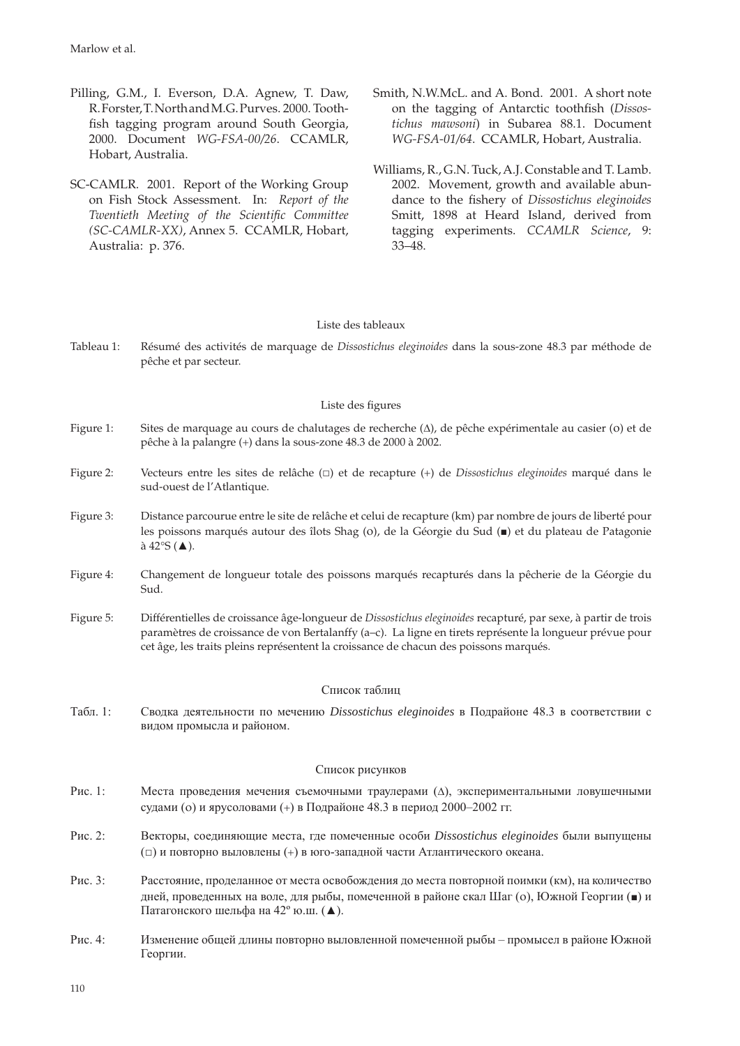Pilling, G.M., I. Everson, D.A. Agnew, T. Daw, R. Forster, T. North and M.G. Purves. 2000. Toothfish tagging program around South Georgia, 2000. Document *WG-FSA-00/26*. CCAMLR, Hobart, Australia.

SC-CAMLR. 2001. Report of the Working Group on Fish Stock Assessment. In: *Report of the Twentieth Meeting of the Scientific Committee (SC-CAMLR-XX)*, Annex 5. CCAMLR, Hobart, Australia: p. 376.

Smith, N.W.McL. and A. Bond. 2001. A short note on the tagging of Antarctic toothfish (*Dissostichus mawsoni*) in Subarea 88.1. Document *WG-FSA-01/64*. CCAMLR, Hobart, Australia.

Williams, R., G.N. Tuck, A.J. Constable and T. Lamb. 2002. Movement, growth and available abundance to the fishery of *Dissostichus eleginoides* Smitt, 1898 at Heard Island, derived from tagging experiments. *CCAMLR Science*, 9: 33–48.

## Liste des tableaux

Tableau 1: Résumé des activités de marquage de *Dissostichus eleginoides* dans la sous-zone 48.3 par méthode de pêche et par secteur.

## Liste des figures

Figure 1: Sites de marquage au cours de chalutages de recherche (∆), de pêche expérimentale au casier (o) et de pêche à la palangre (+) dans la sous-zone 48.3 de 2000 à 2002.

Figure 2: Vecteurs entre les sites de relâche (□) et de recapture (+) de *Dissostichus eleginoides* marqué dans le sud-ouest de l'Atlantique.

Figure 3: Distance parcourue entre le site de relâche et celui de recapture (km) par nombre de jours de liberté pour les poissons marqués autour des îlots Shag (o), de la Géorgie du Sud (■) et du plateau de Patagonie à 42°S (▲).

Figure 4: Changement de longueur totale des poissons marqués recapturés dans la pêcherie de la Géorgie du Sud.

Figure 5: Différentielles de croissance âge-longueur de *Dissostichus eleginoides* recapturé, par sexe, à partir de trois paramètres de croissance de von Bertalanffy (a–c). La ligne en tirets représente la longueur prévue pour cet âge, les traits pleins représentent la croissance de chacun des poissons marqués.

## Список таблиц

Табл. 1: Сводка деятельности по мечению *Dissostichus eleginoides* в Подрайоне 48.3 в соответствии с видом промысла и районом.

## Список рисунков

Рис. 1: Места проведения мечения съемочными траулерами (∆), экспериментальными ловушечными судами (o) и ярусоловами (+) в Подрайоне 48.3 в период 2000–2002 гг.

Рис. 2: Векторы, соединяющие места, где помеченные особи *Dissostichus eleginoides* были выпущены (□) и повторно выловлены (+) в юго-западной части Атлантического океана.

Рис. 3: Расстояние, проделанное от места освобождения до места повторной поимки (км), на количество дней, проведенных на воле, для рыбы, помеченной в районе скал Шаг (o), Южной Георгии (■) и Патагонского шельфа на 42º ю.ш. (▲).

Рис. 4: Изменение общей длины повторно выловленной помеченной рыбы – промысел в районе Южной Георгии.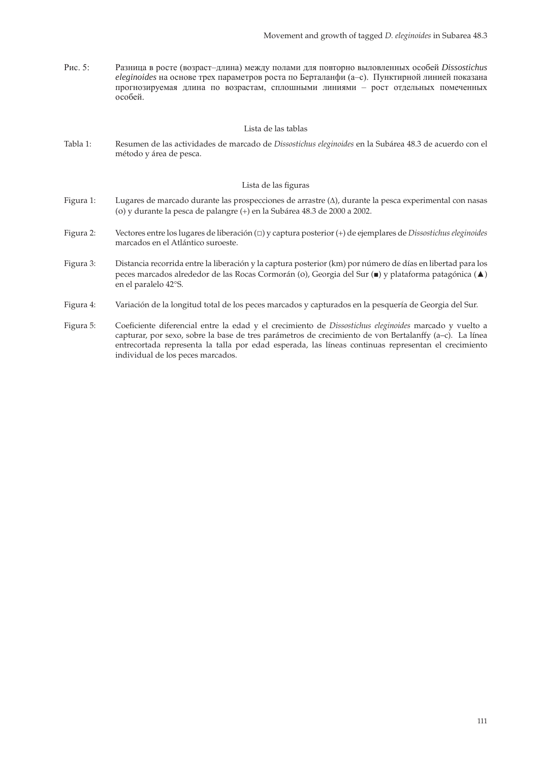Рис. 5: Разница в росте (возраст–длина) между полами для повторно выловленных особей *Dissostichus eleginoides* на основе трех параметров роста по Берталанфи (a–c). Пунктирной линией показана прогнозируемая длина по возрастам, сплошными линиями – рост отдельных помеченных особей.

## Lista de las tablas

Tabla 1: Resumen de las actividades de marcado de *Dissostichus eleginoides* en la Subárea 48.3 de acuerdo con el método y área de pesca.

## Lista de las figuras

Figura 1: Lugares de marcado durante las prospecciones de arrastre (Δ), durante la pesca experimental con nasas (o) y durante la pesca de palangre (+) en la Subárea 48.3 de 2000 a 2002.

Figura 2: Vectores entre los lugares de liberación (□) y captura posterior (+) de ejemplares de *Dissostichus eleginoides* marcados en el Atlántico suroeste.

Figura 3: Distancia recorrida entre la liberación y la captura posterior (km) por número de días en libertad para los peces marcados alrededor de las Rocas Cormorán (o), Georgia del Sur (■) y plataforma patagónica (▲) en el paralelo 42°S.

Figura 4: Variación de la longitud total de los peces marcados y capturados en la pesquería de Georgia del Sur.

Figura 5: Coeficiente diferencial entre la edad y el crecimiento de *Dissostichus eleginoides* marcado y vuelto a capturar, por sexo, sobre la base de tres parámetros de crecimiento de von Bertalanffy (a–c). La línea entrecortada representa la talla por edad esperada, las líneas continuas representan el crecimiento individual de los peces marcados.